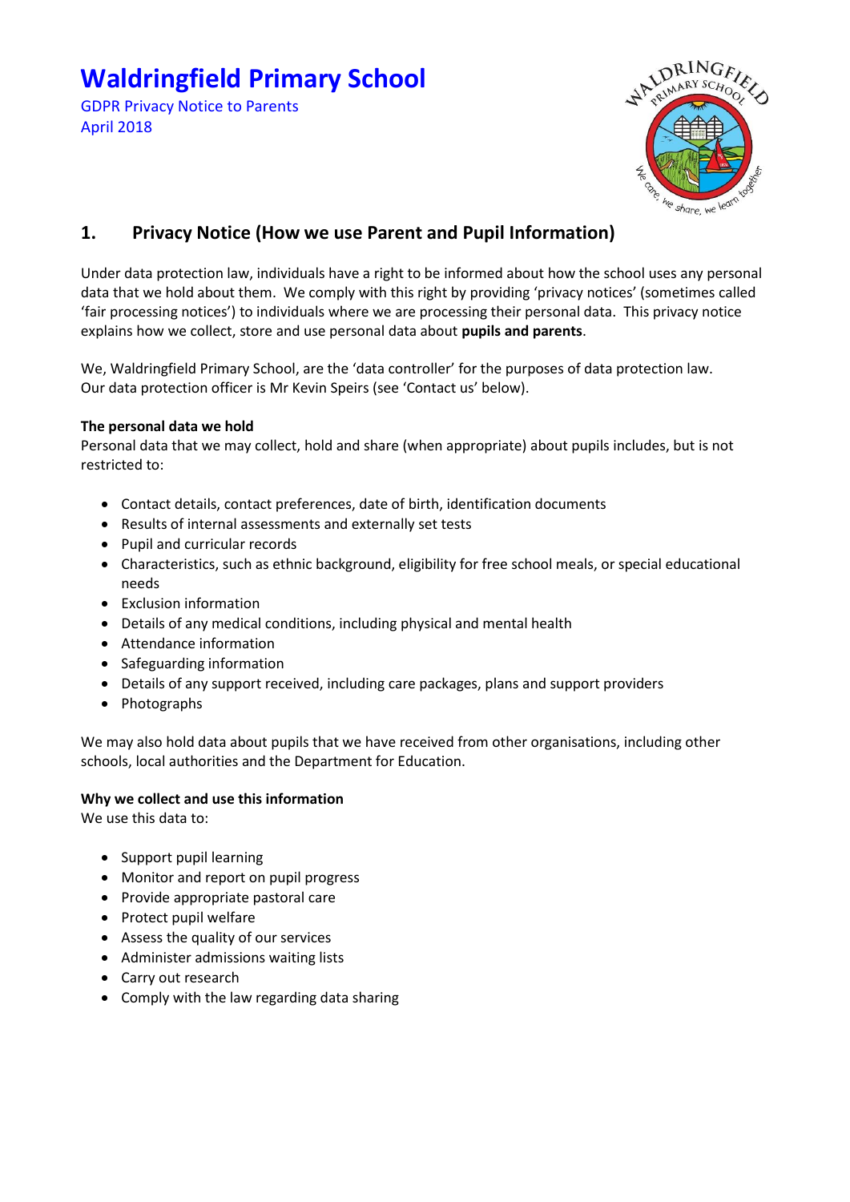# Waldringfield Primary School

GDPR Privacy Notice to Parents
April 2018

## 1. Privacy Notice (How we use Parent and Pupil Information)

Under data protection law, individuals have a right to be informed about how the school uses any personal data that we hold about them. We comply with this right by providing 'privacy notices' (sometimes called 'fair processing notices') to individuals where we are processing their personal data. This privacy notice explains how we collect, store and use personal data about **pupils and parents**.

We, Waldringfield Primary School, are the 'data controller' for the purposes of data protection law. Our data protection officer is Mr Kevin Speirs (see 'Contact us' below).

**The personal data we hold**
Personal data that we may collect, hold and share (when appropriate) about pupils includes, but is not restricted to:

- Contact details, contact preferences, date of birth, identification documents
- Results of internal assessments and externally set tests
- Pupil and curricular records
- Characteristics, such as ethnic background, eligibility for free school meals, or special educational needs
- Exclusion information
- Details of any medical conditions, including physical and mental health
- Attendance information
- Safeguarding information
- Details of any support received, including care packages, plans and support providers
- Photographs

We may also hold data about pupils that we have received from other organisations, including other schools, local authorities and the Department for Education.

**Why we collect and use this information**
We use this data to:

- Support pupil learning
- Monitor and report on pupil progress
- Provide appropriate pastoral care
- Protect pupil welfare
- Assess the quality of our services
- Administer admissions waiting lists
- Carry out research
- Comply with the law regarding data sharing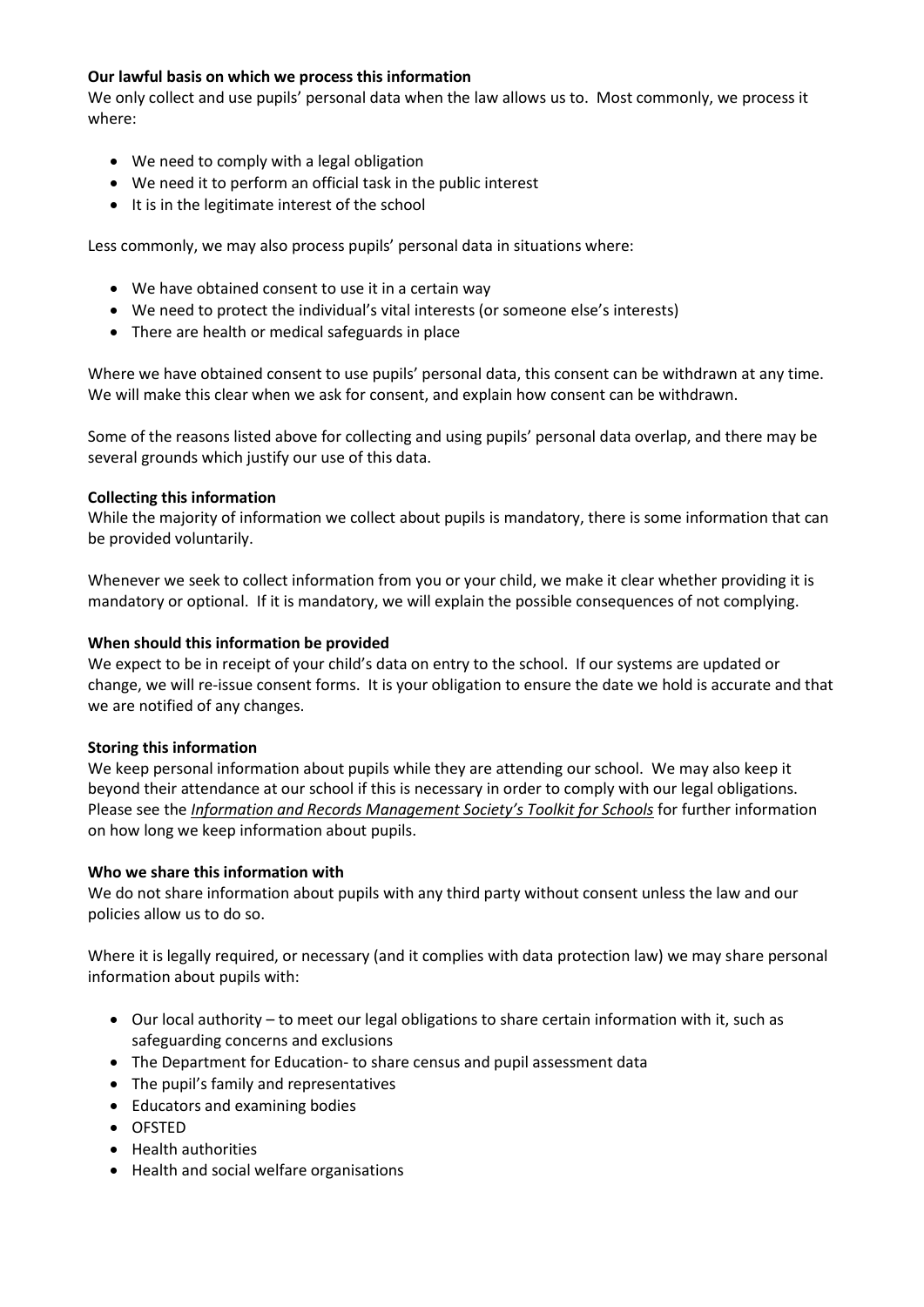**Our lawful basis on which we process this information**

We only collect and use pupils' personal data when the law allows us to. Most commonly, we process it where:

- We need to comply with a legal obligation
- We need it to perform an official task in the public interest
- It is in the legitimate interest of the school

Less commonly, we may also process pupils' personal data in situations where:

- We have obtained consent to use it in a certain way
- We need to protect the individual's vital interests (or someone else's interests)
- There are health or medical safeguards in place

Where we have obtained consent to use pupils' personal data, this consent can be withdrawn at any time. We will make this clear when we ask for consent, and explain how consent can be withdrawn.

Some of the reasons listed above for collecting and using pupils' personal data overlap, and there may be several grounds which justify our use of this data.

**Collecting this information**

While the majority of information we collect about pupils is mandatory, there is some information that can be provided voluntarily.

Whenever we seek to collect information from you or your child, we make it clear whether providing it is mandatory or optional. If it is mandatory, we will explain the possible consequences of not complying.

**When should this information be provided**

We expect to be in receipt of your child's data on entry to the school. If our systems are updated or change, we will re-issue consent forms. It is your obligation to ensure the date we hold is accurate and that we are notified of any changes.

**Storing this information**

We keep personal information about pupils while they are attending our school. We may also keep it beyond their attendance at our school if this is necessary in order to comply with our legal obligations. Please see the *Information and Records Management Society's Toolkit for Schools* for further information on how long we keep information about pupils.

**Who we share this information with**

We do not share information about pupils with any third party without consent unless the law and our policies allow us to do so.

Where it is legally required, or necessary (and it complies with data protection law) we may share personal information about pupils with:

- Our local authority – to meet our legal obligations to share certain information with it, such as safeguarding concerns and exclusions
- The Department for Education- to share census and pupil assessment data
- The pupil's family and representatives
- Educators and examining bodies
- OFSTED
- Health authorities
- Health and social welfare organisations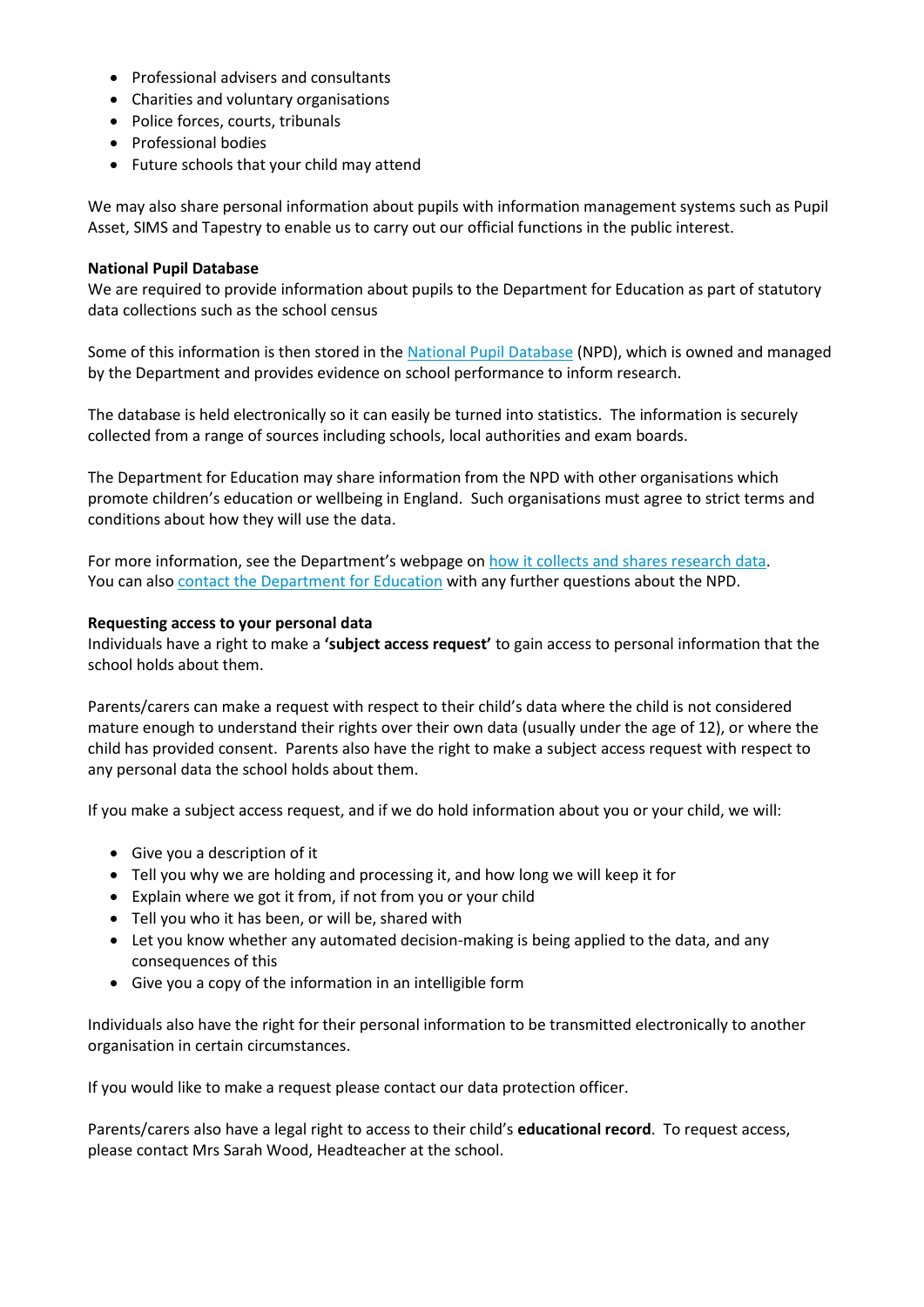- Professional advisers and consultants
- Charities and voluntary organisations
- Police forces, courts, tribunals
- Professional bodies
- Future schools that your child may attend

We may also share personal information about pupils with information management systems such as Pupil Asset, SIMS and Tapestry to enable us to carry out our official functions in the public interest.

**National Pupil Database**
We are required to provide information about pupils to the Department for Education as part of statutory data collections such as the school census

Some of this information is then stored in the National Pupil Database (NPD), which is owned and managed by the Department and provides evidence on school performance to inform research.

The database is held electronically so it can easily be turned into statistics. The information is securely collected from a range of sources including schools, local authorities and exam boards.

The Department for Education may share information from the NPD with other organisations which promote children's education or wellbeing in England. Such organisations must agree to strict terms and conditions about how they will use the data.

For more information, see the Department's webpage on how it collects and shares research data.
You can also contact the Department for Education with any further questions about the NPD.

**Requesting access to your personal data**
Individuals have a right to make a **'subject access request'** to gain access to personal information that the school holds about them.

Parents/carers can make a request with respect to their child's data where the child is not considered mature enough to understand their rights over their own data (usually under the age of 12), or where the child has provided consent. Parents also have the right to make a subject access request with respect to any personal data the school holds about them.

If you make a subject access request, and if we do hold information about you or your child, we will:

- Give you a description of it
- Tell you why we are holding and processing it, and how long we will keep it for
- Explain where we got it from, if not from you or your child
- Tell you who it has been, or will be, shared with
- Let you know whether any automated decision-making is being applied to the data, and any consequences of this
- Give you a copy of the information in an intelligible form

Individuals also have the right for their personal information to be transmitted electronically to another organisation in certain circumstances.

If you would like to make a request please contact our data protection officer.

Parents/carers also have a legal right to access to their child's **educational record**. To request access, please contact Mrs Sarah Wood, Headteacher at the school.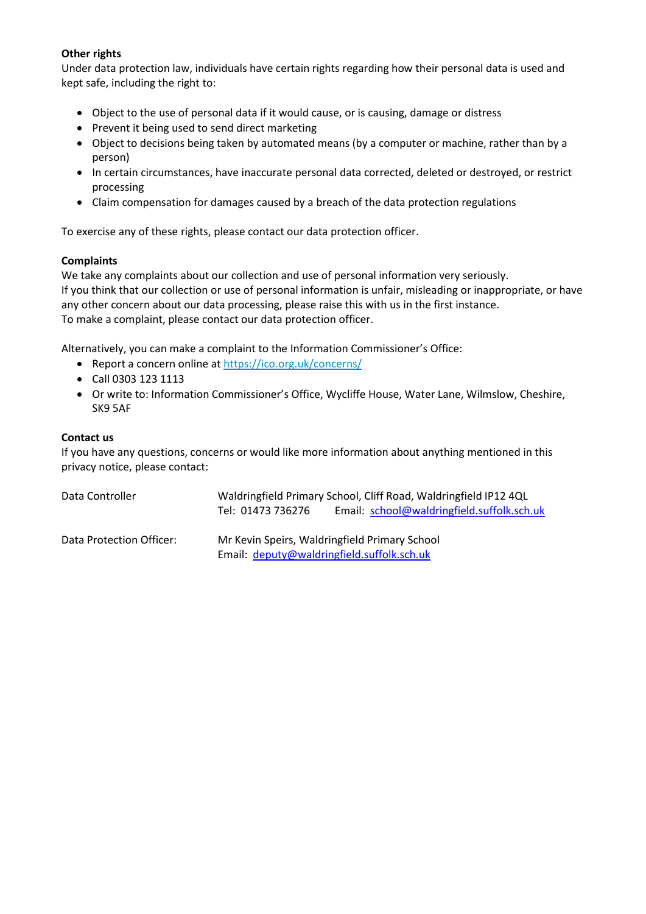**Other rights**

Under data protection law, individuals have certain rights regarding how their personal data is used and kept safe, including the right to:

- Object to the use of personal data if it would cause, or is causing, damage or distress
- Prevent it being used to send direct marketing
- Object to decisions being taken by automated means (by a computer or machine, rather than by a person)
- In certain circumstances, have inaccurate personal data corrected, deleted or destroyed, or restrict processing
- Claim compensation for damages caused by a breach of the data protection regulations

To exercise any of these rights, please contact our data protection officer.

**Complaints**

We take any complaints about our collection and use of personal information very seriously.
If you think that our collection or use of personal information is unfair, misleading or inappropriate, or have any other concern about our data processing, please raise this with us in the first instance.
To make a complaint, please contact our data protection officer.

Alternatively, you can make a complaint to the Information Commissioner's Office:

- Report a concern online at https://ico.org.uk/concerns/
- Call 0303 123 1113
- Or write to: Information Commissioner's Office, Wycliffe House, Water Lane, Wilmslow, Cheshire, SK9 5AF

**Contact us**

If you have any questions, concerns or would like more information about anything mentioned in this privacy notice, please contact:

| | |
|---|---|
| Data Controller | Waldringfield Primary School, Cliff Road, Waldringfield IP12 4QL<br>Tel: 01473 736276 Email: school@waldringfield.suffolk.sch.uk |
| Data Protection Officer: | Mr Kevin Speirs, Waldringfield Primary School<br>Email: deputy@waldringfield.suffolk.sch.uk |